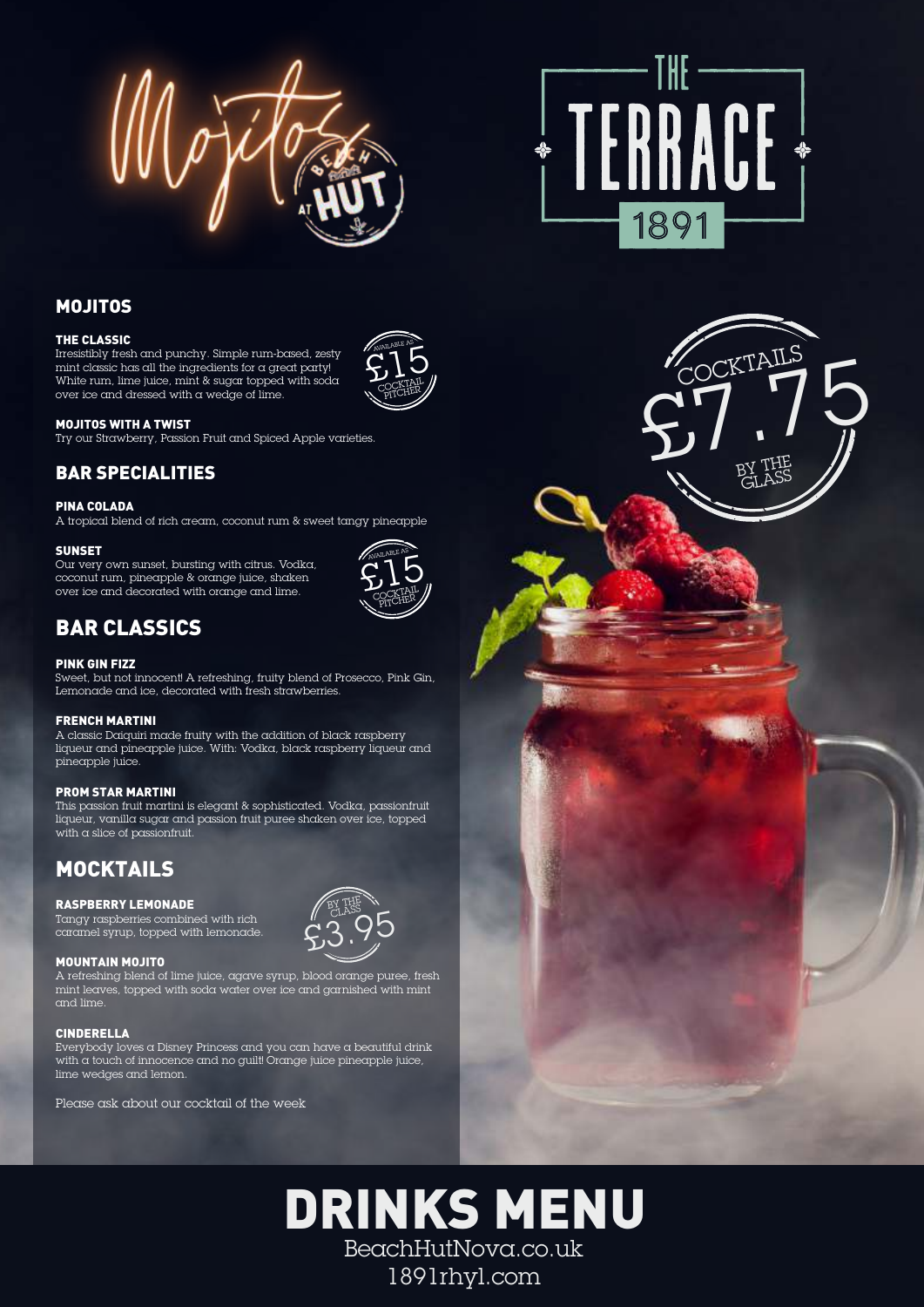# Mojitos

BEACH HUT AT

THE TERRACE 1891

COCKTAILS £7.75 BY THE GLASS

## MOJITOS

### THE CLASSIC

Irresistibly fresh and punchy. Simple rum-based, zesty mint classic has all the ingredients for a great party! White rum, lime juice, mint & sugar topped with soda over ice and dressed with a wedge of lime.

AVAILABLE AS £15 COCKTAIL PITCHER

### MOJITOS WITH A TWIST

Try our Strawberry, Passion Fruit and Spiced Apple varieties.

## BAR SPECIALITIES

### PINA COLADA

A tropical blend of rich cream, coconut rum & sweet tangy pineapple

### SUNSET

Our very own sunset, bursting with citrus. Vodka, coconut rum, pineapple & orange juice, shaken over ice and decorated with orange and lime.

AVAILABLE AS £15 COCKTAIL PITCHER

## BAR CLASSICS

### PINK GIN FIZZ

Sweet, but not innocent! A refreshing, fruity blend of Prosecco, Pink Gin, Lemonade and ice, decorated with fresh strawberries.

### FRENCH MARTINI

A classic Daiquiri made fruity with the addition of black raspberry liqueur and pineapple juice. With: Vodka, black raspberry liqueur and pineapple juice.

### PROM STAR MARTINI

This passion fruit martini is elegant & sophisticated. Vodka, passionfruit liqueur, vanilla sugar and passion fruit puree shaken over ice, topped with a slice of passionfruit.

## MOCKTAILS

BY THE GLASS £3.95

### RASPBERRY LEMONADE

Tangy raspberries combined with rich caramel syrup, topped with lemonade.

### MOUNTAIN MOJITO

A refreshing blend of lime juice, agave syrup, blood orange puree, fresh mint leaves, topped with soda water over ice and garnished with mint and lime.

### CINDERELLA

Everybody loves a Disney Princess and you can have a beautiful drink with a touch of innocence and no guilt! Orange juice pineapple juice, lime wedges and lemon.

Please ask about our cocktail of the week

# DRINKS MENU

BeachHutNova.co.uk

1891rhyl.com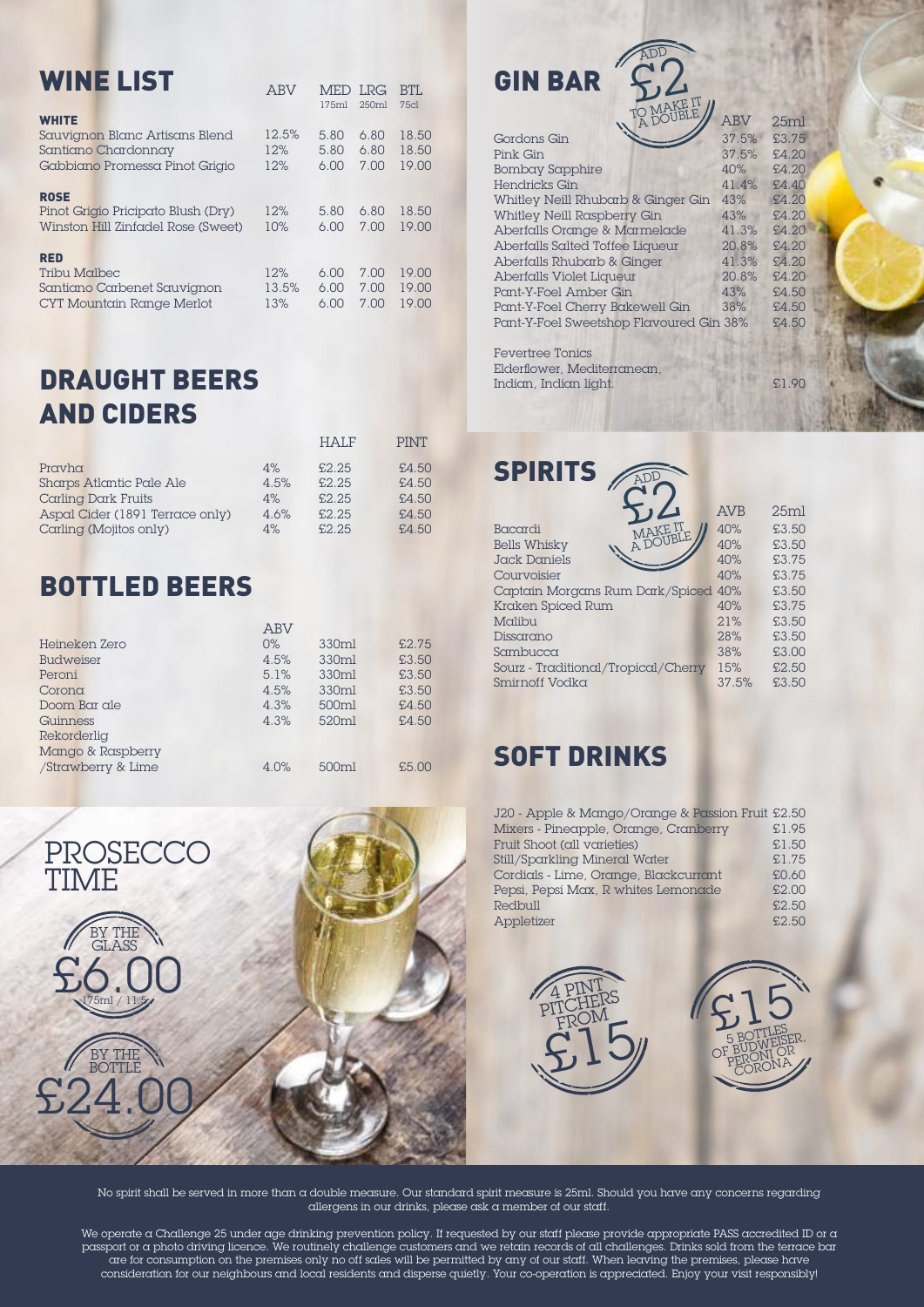# WINE LIST

| | ABV | MED 175ml | LRG 250ml | BTL 75cl |
|---|---|---|---|---|
| **WHITE** | | | | |
| Sauvignon Blanc Artisans Blend | 12.5% | 5.80 | 6.80 | 18.50 |
| Santiano Chardonnay | 12% | 5.80 | 6.80 | 18.50 |
| Gabbiano Promessa Pinot Grigio | 12% | 6.00 | 7.00 | 19.00 |
| **ROSE** | | | | |
| Pinot Grigio Pricipato Blush (Dry) | 12% | 5.80 | 6.80 | 18.50 |
| Winston Hill Zinfadel Rose (Sweet) | 10% | 6.00 | 7.00 | 19.00 |
| **RED** | | | | |
| Tribu Malbec | 12% | 6.00 | 7.00 | 19.00 |
| Santiano Carbenet Sauvignon | 13.5% | 6.00 | 7.00 | 19.00 |
| CYT Mountain Range Merlot | 13% | 6.00 | 7.00 | 19.00 |

# DRAUGHT BEERS AND CIDERS

| | | HALF | PINT |
|---|---|---|---|
| Pravha | 4% | £2.25 | £4.50 |
| Sharps Atlantic Pale Ale | 4.5% | £2.25 | £4.50 |
| Carling Dark Fruits | 4% | £2.25 | £4.50 |
| Aspal Cider (1891 Terrace only) | 4.6% | £2.25 | £4.50 |
| Carling (Mojitos only) | 4% | £2.25 | £4.50 |

# BOTTLED BEERS

| | ABV | | |
|---|---|---|---|
| Heineken Zero | 0% | 330ml | £2.75 |
| Budweiser | 4.5% | 330ml | £3.50 |
| Peroni | 5.1% | 330ml | £3.50 |
| Corona | 4.5% | 330ml | £3.50 |
| Doom Bar ale | 4.3% | 500ml | £4.50 |
| Guinness | 4.3% | 520ml | £4.50 |
| Rekorderlig Mango & Raspberry /Strawberry & Lime | 4.0% | 500ml | £5.00 |

# PROSECCO TIME

BY THE GLASS £6.00 175ml / 11.5

BY THE BOTTLE £24.00

# GIN BAR

ADD £2 TO MAKE IT A DOUBLE

| | ABV | 25ml |
|---|---|---|
| Gordons Gin | 37.5% | £3.75 |
| Pink Gin | 37.5% | £4.20 |
| Bombay Sapphire | 40% | £4.20 |
| Hendricks Gin | 41.4% | £4.40 |
| Whitley Neill Rhubarb & Ginger Gin | 43% | £4.20 |
| Whitley Neill Raspberry Gin | 43% | £4.20 |
| Aberfalls Orange & Marmelade | 41.3% | £4.20 |
| Aberfalls Salted Toffee Liqueur | 20.8% | £4.20 |
| Aberfalls Rhubarb & Ginger | 41.3% | £4.20 |
| Aberfalls Violet Liqueur | 20.8% | £4.20 |
| Pant-Y-Foel Amber Gin | 43% | £4.50 |
| Pant-Y-Foel Cherry Bakewell Gin | 38% | £4.50 |
| Pant-Y-Foel Sweetshop Flavoured Gin | 38% | £4.50 |
| Fevertree Tonics Elderflower, Mediterranean, Indian, Indian light. | | £1.90 |

# SPIRITS

ADD £2 MAKE IT A DOUBLE

| | AVB | 25ml |
|---|---|---|
| Bacardi | 40% | £3.50 |
| Bells Whisky | 40% | £3.50 |
| Jack Daniels | 40% | £3.75 |
| Courvoisier | 40% | £3.75 |
| Captain Morgans Rum Dark/Spiced | 40% | £3.50 |
| Kraken Spiced Rum | 40% | £3.75 |
| Malibu | 21% | £3.50 |
| Dissarano | 28% | £3.50 |
| Sambucca | 38% | £3.00 |
| Sourz - Traditional/Tropical/Cherry | 15% | £2.50 |
| Smirnoff Vodka | 37.5% | £3.50 |

# SOFT DRINKS

| | |
|---|---|
| J20 - Apple & Mango/Orange & Passion Fruit | £2.50 |
| Mixers - Pineapple, Orange, Cranberry | £1.95 |
| Fruit Shoot (all varieties) | £1.50 |
| Still/Sparkling Mineral Water | £1.75 |
| Cordials - Lime, Orange, Blackcurrant | £0.60 |
| Pepsi, Pepsi Max, R whites Lemonade | £2.00 |
| Redbull | £2.50 |
| Appletizer | £2.50 |

4 PINT PITCHERS FROM £15

£15 5 BOTTLES OF BUDWEISER, PERONI OR CORONA

No spirit shall be served in more than a double measure. Our standard spirit measure is 25ml. Should you have any concerns regarding allergens in our drinks, please ask a member of our staff.

We operate a Challenge 25 under age drinking prevention policy. If requested by our staff please provide appropriate PASS accredited ID or a passport or a photo driving licence. We routinely challenge customers and we retain records of all challenges. Drinks sold from the terrace bar are for consumption on the premises only no off sales will be permitted by any of our staff. When leaving the premises, please have consideration for our neighbours and local residents and disperse quietly. Your co-operation is appreciated. Enjoy your visit responsibly!